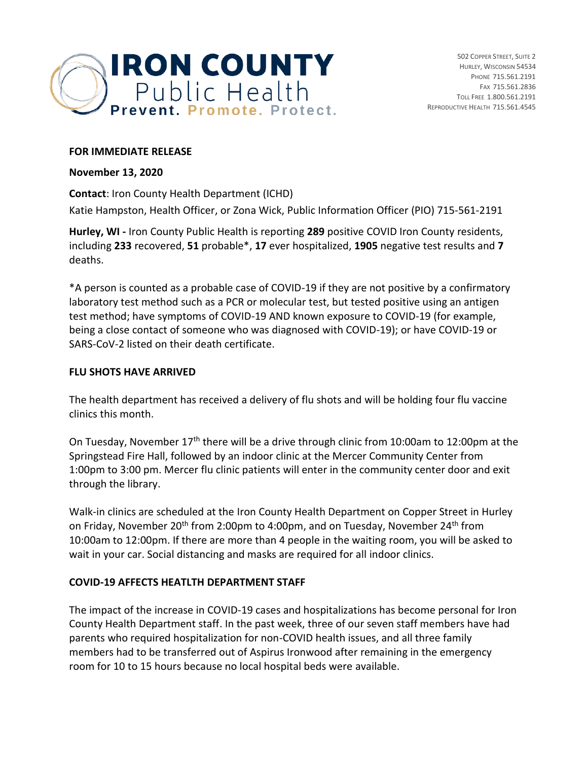# IRON COUNTY Public Health

**Prevent. Promote. Protect.**

502 Copper Street, Suite 2
Hurley, Wisconsin 54534
Phone 715.561.2191
Fax 715.561.2836
Toll Free 1.800.561.2191
Reproductive Health 715.561.4545

**FOR IMMEDIATE RELEASE**

**November 13, 2020**

**Contact**: Iron County Health Department (ICHD)
Katie Hampston, Health Officer, or Zona Wick, Public Information Officer (PIO) 715-561-2191

**Hurley, WI -** Iron County Public Health is reporting **289** positive COVID Iron County residents, including **233** recovered, **51** probable*, **17** ever hospitalized, **1905** negative test results and **7** deaths.

*A person is counted as a probable case of COVID-19 if they are not positive by a confirmatory laboratory test method such as a PCR or molecular test, but tested positive using an antigen test method; have symptoms of COVID-19 AND known exposure to COVID-19 (for example, being a close contact of someone who was diagnosed with COVID-19); or have COVID-19 or SARS-CoV-2 listed on their death certificate.

## FLU SHOTS HAVE ARRIVED

The health department has received a delivery of flu shots and will be holding four flu vaccine clinics this month.

On Tuesday, November 17th there will be a drive through clinic from 10:00am to 12:00pm at the Springstead Fire Hall, followed by an indoor clinic at the Mercer Community Center from 1:00pm to 3:00 pm. Mercer flu clinic patients will enter in the community center door and exit through the library.

Walk-in clinics are scheduled at the Iron County Health Department on Copper Street in Hurley on Friday, November 20th from 2:00pm to 4:00pm, and on Tuesday, November 24th from 10:00am to 12:00pm. If there are more than 4 people in the waiting room, you will be asked to wait in your car. Social distancing and masks are required for all indoor clinics.

## COVID-19 AFFECTS HEATLTH DEPARTMENT STAFF

The impact of the increase in COVID-19 cases and hospitalizations has become personal for Iron County Health Department staff. In the past week, three of our seven staff members have had parents who required hospitalization for non-COVID health issues, and all three family members had to be transferred out of Aspirus Ironwood after remaining in the emergency room for 10 to 15 hours because no local hospital beds were available.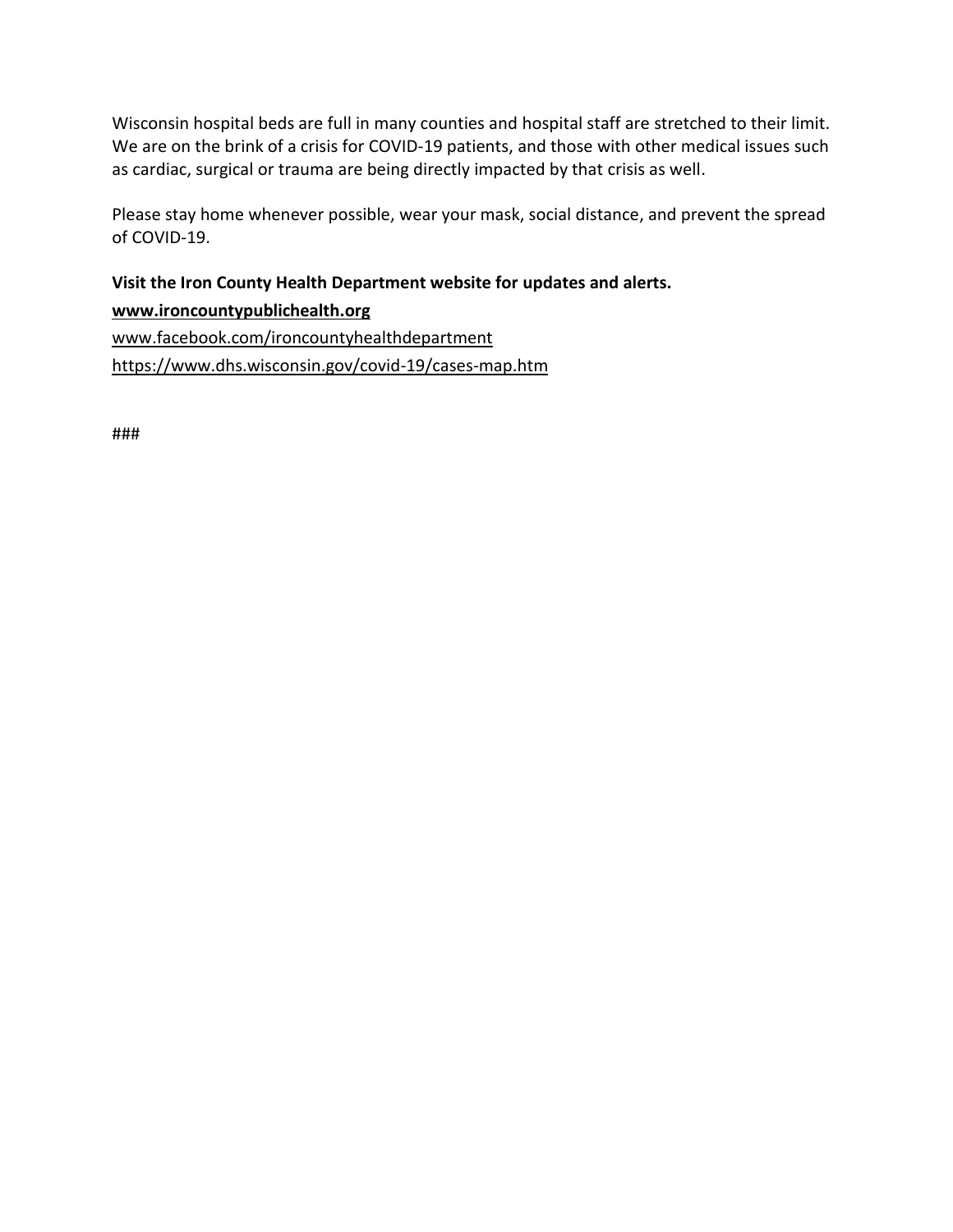Wisconsin hospital beds are full in many counties and hospital staff are stretched to their limit. We are on the brink of a crisis for COVID-19 patients, and those with other medical issues such as cardiac, surgical or trauma are being directly impacted by that crisis as well.

Please stay home whenever possible, wear your mask, social distance, and prevent the spread of COVID-19.

**Visit the Iron County Health Department website for updates and alerts.**

**www.ironcountypublichealth.org**

www.facebook.com/ironcountyhealthdepartment

https://www.dhs.wisconsin.gov/covid-19/cases-map.htm

###